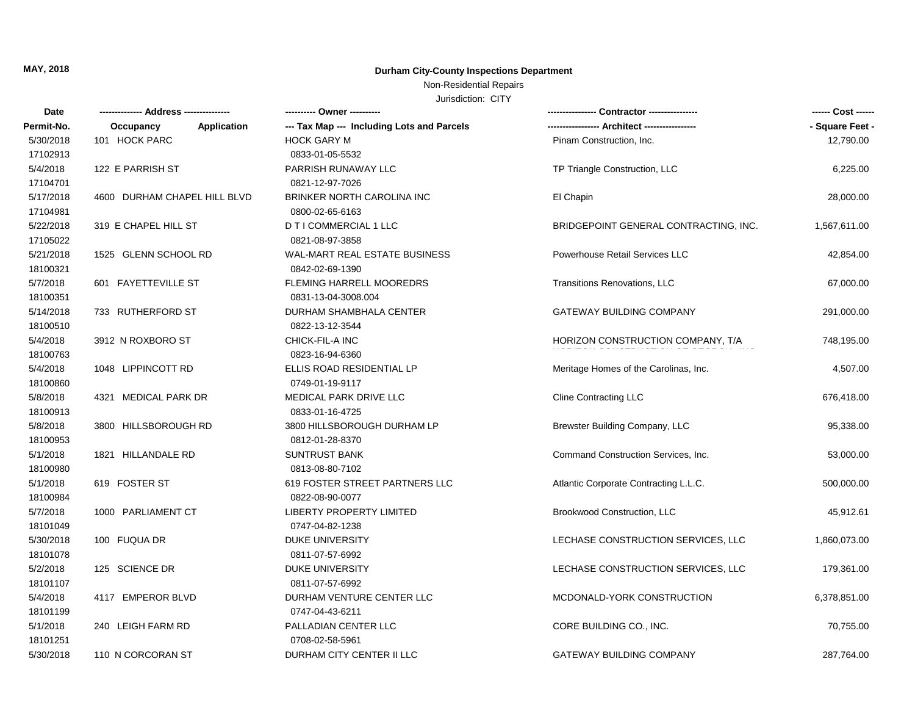**MAY, 2018**

**Durham City-County Inspections Department**

Non-Residential Repairs

Jurisdiction: CITY

| Date<br>Permit-No. | Address<br>Occupancy Application | Owner<br>Tax Map --- Including Lots and Parcels | Contractor<br>Architect | Cost<br>Square Feet |
|---|---|---|---|---|
| 5/30/2018<br>17102913 | 101 HOCK PARC | HOCK GARY M<br>0833-01-05-5532 | Pinam Construction, Inc. | 12,790.00 |
| 5/4/2018<br>17104701 | 122 E PARRISH ST | PARRISH RUNAWAY LLC<br>0821-12-97-7026 | TP Triangle Construction, LLC | 6,225.00 |
| 5/17/2018<br>17104981 | 4600 DURHAM CHAPEL HILL BLVD | BRINKER NORTH CAROLINA INC<br>0800-02-65-6163 | El Chapin | 28,000.00 |
| 5/22/2018<br>17105022 | 319 E CHAPEL HILL ST | D T I COMMERCIAL 1 LLC<br>0821-08-97-3858 | BRIDGEPOINT GENERAL CONTRACTING, INC. | 1,567,611.00 |
| 5/21/2018<br>18100321 | 1525 GLENN SCHOOL RD | WAL-MART REAL ESTATE BUSINESS<br>0842-02-69-1390 | Powerhouse Retail Services LLC | 42,854.00 |
| 5/7/2018<br>18100351 | 601 FAYETTEVILLE ST | FLEMING HARRELL MOOREDRS<br>0831-13-04-3008.004 | Transitions Renovations, LLC | 67,000.00 |
| 5/14/2018<br>18100510 | 733 RUTHERFORD ST | DURHAM SHAMBHALA CENTER<br>0822-13-12-3544 | GATEWAY BUILDING COMPANY | 291,000.00 |
| 5/4/2018<br>18100763 | 3912 N ROXBORO ST | CHICK-FIL-A INC<br>0823-16-94-6360 | HORIZON CONSTRUCTION COMPANY, T/A HORIZON CONSTRUCTION OF GEORGIA, INC | 748,195.00 |
| 5/4/2018<br>18100860 | 1048 LIPPINCOTT RD | ELLIS ROAD RESIDENTIAL LP<br>0749-01-19-9117 | Meritage Homes of the Carolinas, Inc. | 4,507.00 |
| 5/8/2018<br>18100913 | 4321 MEDICAL PARK DR | MEDICAL PARK DRIVE LLC<br>0833-01-16-4725 | Cline Contracting LLC | 676,418.00 |
| 5/8/2018<br>18100953 | 3800 HILLSBOROUGH RD | 3800 HILLSBOROUGH DURHAM LP<br>0812-01-28-8370 | Brewster Building Company, LLC | 95,338.00 |
| 5/1/2018<br>18100980 | 1821 HILLANDALE RD | SUNTRUST BANK<br>0813-08-80-7102 | Command Construction Services, Inc. | 53,000.00 |
| 5/1/2018<br>18100984 | 619 FOSTER ST | 619 FOSTER STREET PARTNERS LLC<br>0822-08-90-0077 | Atlantic Corporate Contracting L.L.C. | 500,000.00 |
| 5/7/2018<br>18101049 | 1000 PARLIAMENT CT | LIBERTY PROPERTY LIMITED<br>0747-04-82-1238 | Brookwood Construction, LLC | 45,912.61 |
| 5/30/2018<br>18101078 | 100 FUQUA DR | DUKE UNIVERSITY<br>0811-07-57-6992 | LECHASE CONSTRUCTION SERVICES, LLC | 1,860,073.00 |
| 5/2/2018<br>18101107 | 125 SCIENCE DR | DUKE UNIVERSITY<br>0811-07-57-6992 | LECHASE CONSTRUCTION SERVICES, LLC | 179,361.00 |
| 5/4/2018<br>18101199 | 4117 EMPEROR BLVD | DURHAM VENTURE CENTER LLC<br>0747-04-43-6211 | MCDONALD-YORK CONSTRUCTION | 6,378,851.00 |
| 5/1/2018<br>18101251 | 240 LEIGH FARM RD | PALLADIAN CENTER LLC<br>0708-02-58-5961 | CORE BUILDING CO., INC. | 70,755.00 |
| 5/30/2018 | 110 N CORCORAN ST | DURHAM CITY CENTER II LLC | GATEWAY BUILDING COMPANY | 287,764.00 |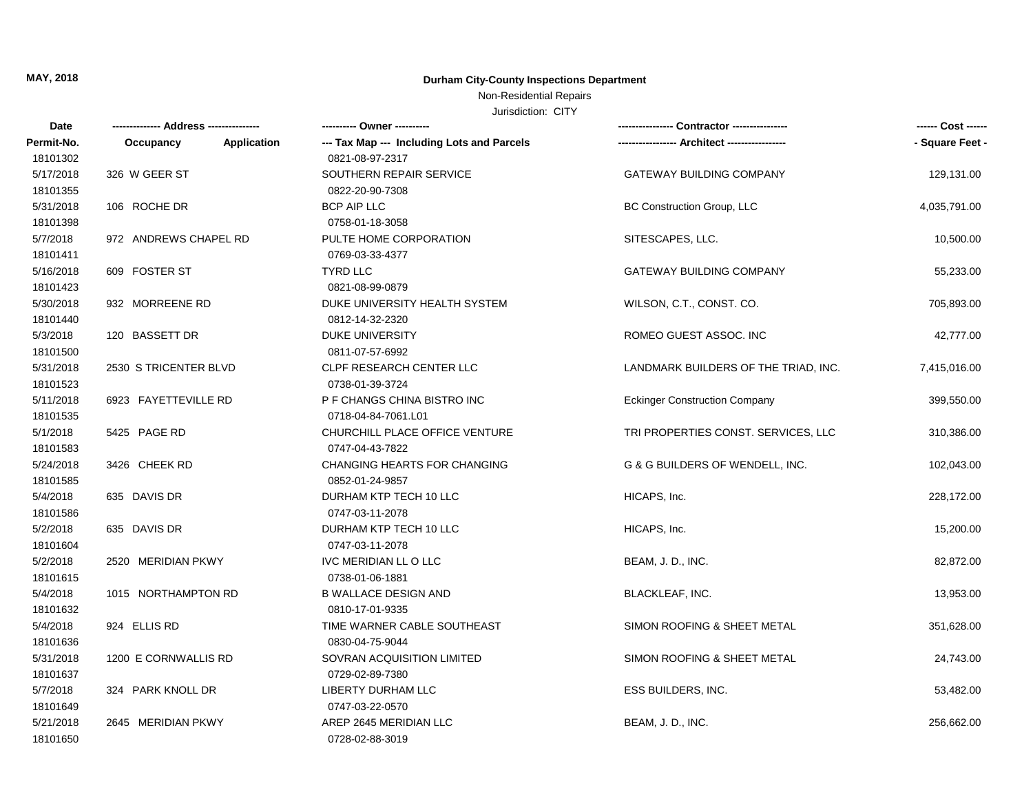**MAY, 2018**

**Durham City-County Inspections Department**

Non-Residential Repairs

Jurisdiction: CITY

| Date<br>Permit-No. | Address<br>Occupancy | Application | Owner<br>Tax Map --- Including Lots and Parcels | Contractor<br>Architect | Cost<br>Square Feet |
|---|---|---|---|---|---|
| 18101302 | | | 0821-08-97-2317 | | |
| 5/17/2018 | 326 W GEER ST | | SOUTHERN REPAIR SERVICE | GATEWAY BUILDING COMPANY | 129,131.00 |
| 18101355 | | | 0822-20-90-7308 | | |
| 5/31/2018 | 106 ROCHE DR | | BCP AIP LLC | BC Construction Group, LLC | 4,035,791.00 |
| 18101398 | | | 0758-01-18-3058 | | |
| 5/7/2018 | 972 ANDREWS CHAPEL RD | | PULTE HOME CORPORATION | SITESCAPES, LLC. | 10,500.00 |
| 18101411 | | | 0769-03-33-4377 | | |
| 5/16/2018 | 609 FOSTER ST | | TYRD LLC | GATEWAY BUILDING COMPANY | 55,233.00 |
| 18101423 | | | 0821-08-99-0879 | | |
| 5/30/2018 | 932 MORREENE RD | | DUKE UNIVERSITY HEALTH SYSTEM | WILSON, C.T., CONST. CO. | 705,893.00 |
| 18101440 | | | 0812-14-32-2320 | | |
| 5/3/2018 | 120 BASSETT DR | | DUKE UNIVERSITY | ROMEO GUEST ASSOC. INC | 42,777.00 |
| 18101500 | | | 0811-07-57-6992 | | |
| 5/31/2018 | 2530 S TRICENTER BLVD | | CLPF RESEARCH CENTER LLC | LANDMARK BUILDERS OF THE TRIAD, INC. | 7,415,016.00 |
| 18101523 | | | 0738-01-39-3724 | | |
| 5/11/2018 | 6923 FAYETTEVILLE RD | | P F CHANGS CHINA BISTRO INC | Eckinger Construction Company | 399,550.00 |
| 18101535 | | | 0718-04-84-7061.L01 | | |
| 5/1/2018 | 5425 PAGE RD | | CHURCHILL PLACE OFFICE VENTURE | TRI PROPERTIES CONST. SERVICES, LLC | 310,386.00 |
| 18101583 | | | 0747-04-43-7822 | | |
| 5/24/2018 | 3426 CHEEK RD | | CHANGING HEARTS FOR CHANGING | G & G BUILDERS OF WENDELL, INC. | 102,043.00 |
| 18101585 | | | 0852-01-24-9857 | | |
| 5/4/2018 | 635 DAVIS DR | | DURHAM KTP TECH 10 LLC | HICAPS, Inc. | 228,172.00 |
| 18101586 | | | 0747-03-11-2078 | | |
| 5/2/2018 | 635 DAVIS DR | | DURHAM KTP TECH 10 LLC | HICAPS, Inc. | 15,200.00 |
| 18101604 | | | 0747-03-11-2078 | | |
| 5/2/2018 | 2520 MERIDIAN PKWY | | IVC MERIDIAN LL O LLC | BEAM, J. D., INC. | 82,872.00 |
| 18101615 | | | 0738-01-06-1881 | | |
| 5/4/2018 | 1015 NORTHAMPTON RD | | B WALLACE DESIGN AND | BLACKLEAF, INC. | 13,953.00 |
| 18101632 | | | 0810-17-01-9335 | | |
| 5/4/2018 | 924 ELLIS RD | | TIME WARNER CABLE SOUTHEAST | SIMON ROOFING & SHEET METAL | 351,628.00 |
| 18101636 | | | 0830-04-75-9044 | | |
| 5/31/2018 | 1200 E CORNWALLIS RD | | SOVRAN ACQUISITION LIMITED | SIMON ROOFING & SHEET METAL | 24,743.00 |
| 18101637 | | | 0729-02-89-7380 | | |
| 5/7/2018 | 324 PARK KNOLL DR | | LIBERTY DURHAM LLC | ESS BUILDERS, INC. | 53,482.00 |
| 18101649 | | | 0747-03-22-0570 | | |
| 5/21/2018 | 2645 MERIDIAN PKWY | | AREP 2645 MERIDIAN LLC | BEAM, J. D., INC. | 256,662.00 |
| 18101650 | | | 0728-02-88-3019 | | |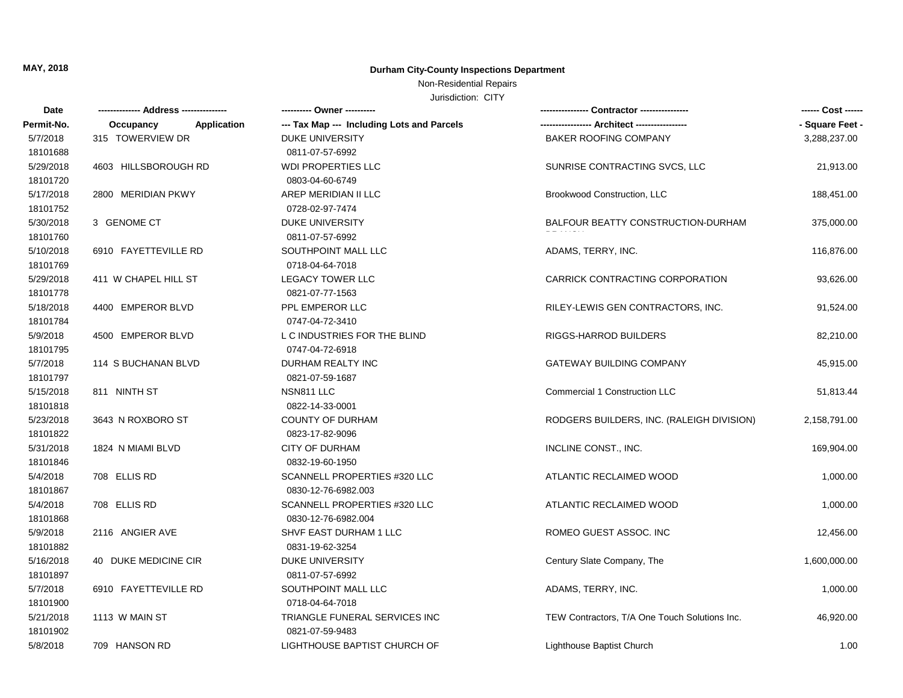**MAY, 2018**

**Durham City-County Inspections Department**

Non-Residential Repairs

Jurisdiction: CITY

| Date / Permit-No. | Address / Occupancy Application | Owner / Tax Map --- Including Lots and Parcels | Contractor / Architect | Cost / Square Feet |
|---|---|---|---|---|
| 5/7/2018<br>18101688 | 315 TOWERVIEW DR | DUKE UNIVERSITY<br>0811-07-57-6992 | BAKER ROOFING COMPANY | 3,288,237.00 |
| 5/29/2018<br>18101720 | 4603 HILLSBOROUGH RD | WDI PROPERTIES LLC<br>0803-04-60-6749 | SUNRISE CONTRACTING SVCS, LLC | 21,913.00 |
| 5/17/2018<br>18101752 | 2800 MERIDIAN PKWY | AREP MERIDIAN II LLC<br>0728-02-97-7474 | Brookwood Construction, LLC | 188,451.00 |
| 5/30/2018<br>18101760 | 3 GENOME CT | DUKE UNIVERSITY<br>0811-07-57-6992 | BALFOUR BEATTY CONSTRUCTION-DURHAM BRANCH | 375,000.00 |
| 5/10/2018<br>18101769 | 6910 FAYETTEVILLE RD | SOUTHPOINT MALL LLC<br>0718-04-64-7018 | ADAMS, TERRY, INC. | 116,876.00 |
| 5/29/2018<br>18101778 | 411 W CHAPEL HILL ST | LEGACY TOWER LLC<br>0821-07-77-1563 | CARRICK CONTRACTING CORPORATION | 93,626.00 |
| 5/18/2018<br>18101784 | 4400 EMPEROR BLVD | PPL EMPEROR LLC<br>0747-04-72-3410 | RILEY-LEWIS GEN CONTRACTORS, INC. | 91,524.00 |
| 5/9/2018<br>18101795 | 4500 EMPEROR BLVD | L C INDUSTRIES FOR THE BLIND<br>0747-04-72-6918 | RIGGS-HARROD BUILDERS | 82,210.00 |
| 5/7/2018<br>18101797 | 114 S BUCHANAN BLVD | DURHAM REALTY INC<br>0821-07-59-1687 | GATEWAY BUILDING COMPANY | 45,915.00 |
| 5/15/2018<br>18101818 | 811 NINTH ST | NSN811 LLC<br>0822-14-33-0001 | Commercial 1 Construction LLC | 51,813.44 |
| 5/23/2018<br>18101822 | 3643 N ROXBORO ST | COUNTY OF DURHAM<br>0823-17-82-9096 | RODGERS BUILDERS, INC. (RALEIGH DIVISION) | 2,158,791.00 |
| 5/31/2018<br>18101846 | 1824 N MIAMI BLVD | CITY OF DURHAM<br>0832-19-60-1950 | INCLINE CONST., INC. | 169,904.00 |
| 5/4/2018<br>18101867 | 708 ELLIS RD | SCANNELL PROPERTIES #320 LLC<br>0830-12-76-6982.003 | ATLANTIC RECLAIMED WOOD | 1,000.00 |
| 5/4/2018<br>18101868 | 708 ELLIS RD | SCANNELL PROPERTIES #320 LLC<br>0830-12-76-6982.004 | ATLANTIC RECLAIMED WOOD | 1,000.00 |
| 5/9/2018<br>18101882 | 2116 ANGIER AVE | SHVF EAST DURHAM 1 LLC<br>0831-19-62-3254 | ROMEO GUEST ASSOC. INC | 12,456.00 |
| 5/16/2018<br>18101897 | 40 DUKE MEDICINE CIR | DUKE UNIVERSITY<br>0811-07-57-6992 | Century Slate Company, The | 1,600,000.00 |
| 5/7/2018<br>18101900 | 6910 FAYETTEVILLE RD | SOUTHPOINT MALL LLC<br>0718-04-64-7018 | ADAMS, TERRY, INC. | 1,000.00 |
| 5/21/2018<br>18101902 | 1113 W MAIN ST | TRIANGLE FUNERAL SERVICES INC<br>0821-07-59-9483 | TEW Contractors, T/A One Touch Solutions Inc. | 46,920.00 |
| 5/8/2018 | 709 HANSON RD | LIGHTHOUSE BAPTIST CHURCH OF | Lighthouse Baptist Church | 1.00 |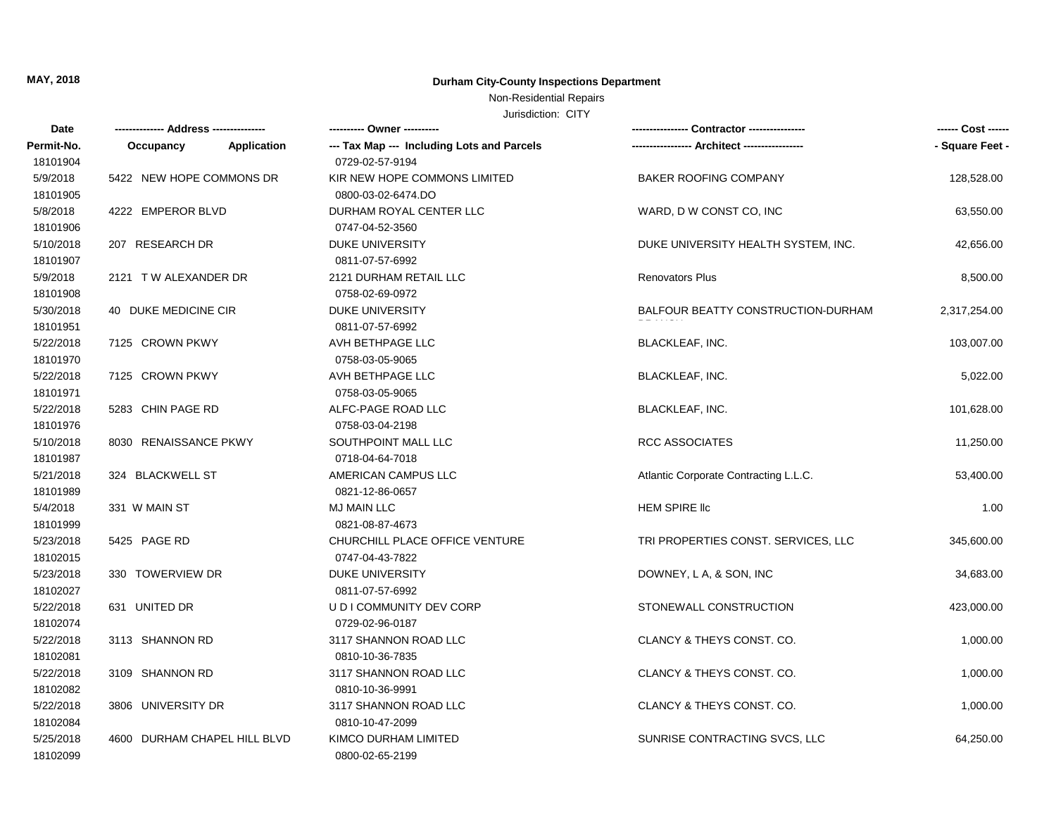**MAY, 2018**

**Durham City-County Inspections Department**

Non-Residential Repairs

Jurisdiction: CITY

| Date / Permit-No. | Address / Occupancy / Application | Owner / Tax Map --- Including Lots and Parcels | Contractor / Architect | Cost / Square Feet |
|---|---|---|---|---|
| 18101904 | | 0729-02-57-9194 | | |
| 5/9/2018 | 5422 NEW HOPE COMMONS DR | KIR NEW HOPE COMMONS LIMITED | BAKER ROOFING COMPANY | 128,528.00 |
| 18101905 | | 0800-03-02-6474.DO | | |
| 5/8/2018 | 4222 EMPEROR BLVD | DURHAM ROYAL CENTER LLC | WARD, D W CONST CO, INC | 63,550.00 |
| 18101906 | | 0747-04-52-3560 | | |
| 5/10/2018 | 207 RESEARCH DR | DUKE UNIVERSITY | DUKE UNIVERSITY HEALTH SYSTEM, INC. | 42,656.00 |
| 18101907 | | 0811-07-57-6992 | | |
| 5/9/2018 | 2121 T W ALEXANDER DR | 2121 DURHAM RETAIL LLC | Renovators Plus | 8,500.00 |
| 18101908 | | 0758-02-69-0972 | | |
| 5/30/2018 | 40 DUKE MEDICINE CIR | DUKE UNIVERSITY | BALFOUR BEATTY CONSTRUCTION-DURHAM | 2,317,254.00 |
| 18101951 | | 0811-07-57-6992 | | |
| 5/22/2018 | 7125 CROWN PKWY | AVH BETHPAGE LLC | BLACKLEAF, INC. | 103,007.00 |
| 18101970 | | 0758-03-05-9065 | | |
| 5/22/2018 | 7125 CROWN PKWY | AVH BETHPAGE LLC | BLACKLEAF, INC. | 5,022.00 |
| 18101971 | | 0758-03-05-9065 | | |
| 5/22/2018 | 5283 CHIN PAGE RD | ALFC-PAGE ROAD LLC | BLACKLEAF, INC. | 101,628.00 |
| 18101976 | | 0758-03-04-2198 | | |
| 5/10/2018 | 8030 RENAISSANCE PKWY | SOUTHPOINT MALL LLC | RCC ASSOCIATES | 11,250.00 |
| 18101987 | | 0718-04-64-7018 | | |
| 5/21/2018 | 324 BLACKWELL ST | AMERICAN CAMPUS LLC | Atlantic Corporate Contracting L.L.C. | 53,400.00 |
| 18101989 | | 0821-12-86-0657 | | |
| 5/4/2018 | 331 W MAIN ST | MJ MAIN LLC | HEM SPIRE llc | 1.00 |
| 18101999 | | 0821-08-87-4673 | | |
| 5/23/2018 | 5425 PAGE RD | CHURCHILL PLACE OFFICE VENTURE | TRI PROPERTIES CONST. SERVICES, LLC | 345,600.00 |
| 18102015 | | 0747-04-43-7822 | | |
| 5/23/2018 | 330 TOWERVIEW DR | DUKE UNIVERSITY | DOWNEY, L A, & SON, INC | 34,683.00 |
| 18102027 | | 0811-07-57-6992 | | |
| 5/22/2018 | 631 UNITED DR | U D I COMMUNITY DEV CORP | STONEWALL CONSTRUCTION | 423,000.00 |
| 18102074 | | 0729-02-96-0187 | | |
| 5/22/2018 | 3113 SHANNON RD | 3117 SHANNON ROAD LLC | CLANCY & THEYS CONST. CO. | 1,000.00 |
| 18102081 | | 0810-10-36-7835 | | |
| 5/22/2018 | 3109 SHANNON RD | 3117 SHANNON ROAD LLC | CLANCY & THEYS CONST. CO. | 1,000.00 |
| 18102082 | | 0810-10-36-9991 | | |
| 5/22/2018 | 3806 UNIVERSITY DR | 3117 SHANNON ROAD LLC | CLANCY & THEYS CONST. CO. | 1,000.00 |
| 18102084 | | 0810-10-47-2099 | | |
| 5/25/2018 | 4600 DURHAM CHAPEL HILL BLVD | KIMCO DURHAM LIMITED | SUNRISE CONTRACTING SVCS, LLC | 64,250.00 |
| 18102099 | | 0800-02-65-2199 | | |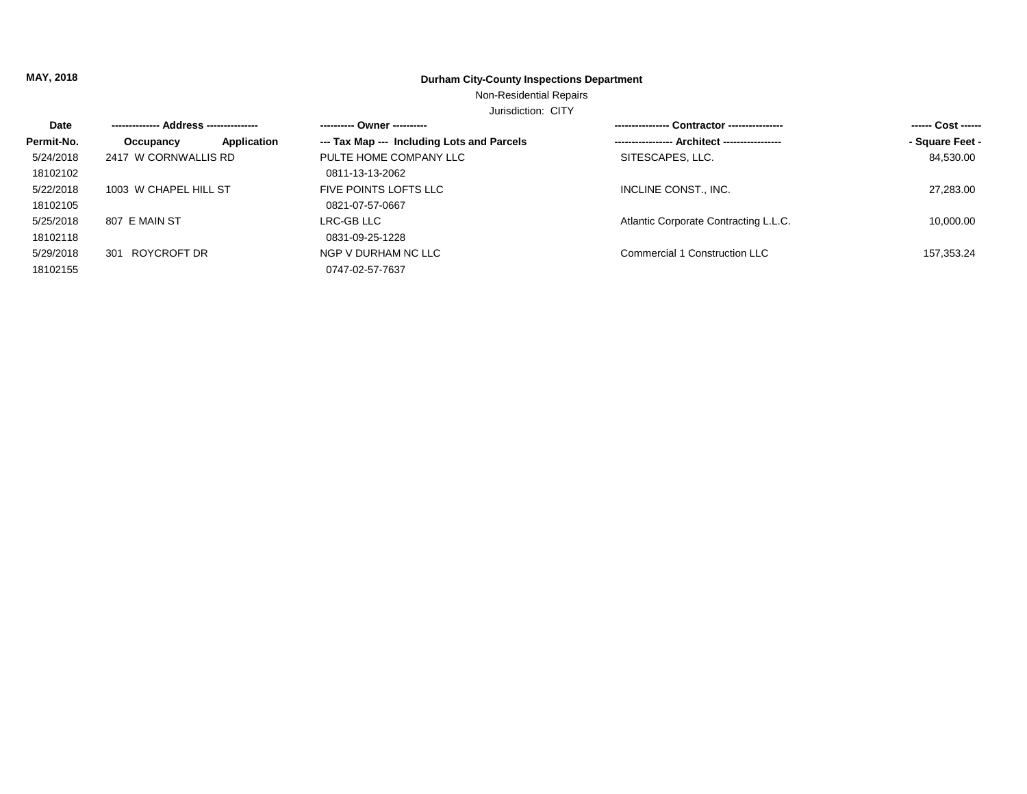**MAY, 2018**

**Durham City-County Inspections Department**

Non-Residential Repairs

Jurisdiction: CITY

| Date<br>Permit-No. | -------------- Address --------------<br>Occupancy Application | ---------- Owner ----------<br>--- Tax Map --- Including Lots and Parcels | ---------------- Contractor ----------------<br>----------------- Architect ----------------- | ------ Cost ------<br>- Square Feet - |
|---|---|---|---|---|
| 5/24/2018<br>18102102 | 2417 W CORNWALLIS RD | PULTE HOME COMPANY LLC<br>0811-13-13-2062 | SITESCAPES, LLC. | 84,530.00 |
| 5/22/2018<br>18102105 | 1003 W CHAPEL HILL ST | FIVE POINTS LOFTS LLC<br>0821-07-57-0667 | INCLINE CONST., INC. | 27,283.00 |
| 5/25/2018<br>18102118 | 807 E MAIN ST | LRC-GB LLC<br>0831-09-25-1228 | Atlantic Corporate Contracting L.L.C. | 10,000.00 |
| 5/29/2018<br>18102155 | 301 ROYCROFT DR | NGP V DURHAM NC LLC<br>0747-02-57-7637 | Commercial 1 Construction LLC | 157,353.24 |